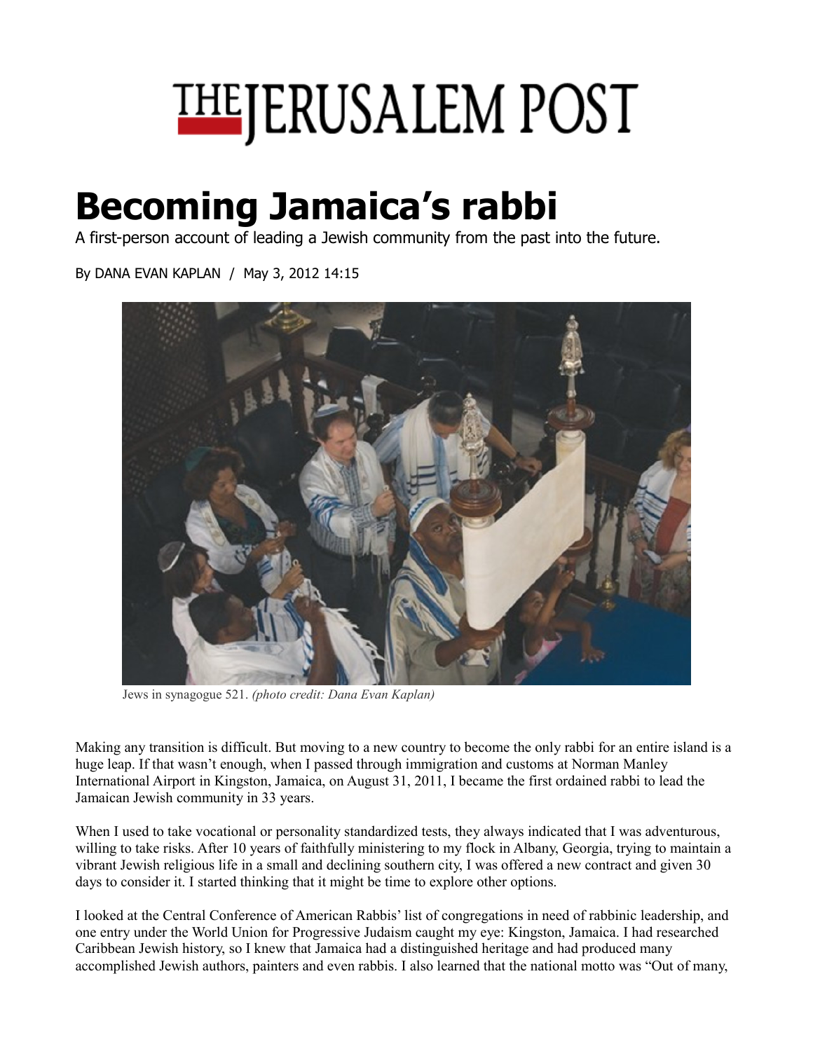# THE JERUSALEM POST

# Becoming Jamaica's rabbi

A first-person account of leading a Jewish community from the past into the future.

By DANA EVAN KAPLAN / May 3, 2012 14:15

Jews in synagogue 521. *(photo credit: Dana Evan Kaplan)*

Making any transition is difficult. But moving to a new country to become the only rabbi for an entire island is a huge leap. If that wasn't enough, when I passed through immigration and customs at Norman Manley International Airport in Kingston, Jamaica, on August 31, 2011, I became the first ordained rabbi to lead the Jamaican Jewish community in 33 years.

When I used to take vocational or personality standardized tests, they always indicated that I was adventurous, willing to take risks. After 10 years of faithfully ministering to my flock in Albany, Georgia, trying to maintain a vibrant Jewish religious life in a small and declining southern city, I was offered a new contract and given 30 days to consider it. I started thinking that it might be time to explore other options.

I looked at the Central Conference of American Rabbis' list of congregations in need of rabbinic leadership, and one entry under the World Union for Progressive Judaism caught my eye: Kingston, Jamaica. I had researched Caribbean Jewish history, so I knew that Jamaica had a distinguished heritage and had produced many accomplished Jewish authors, painters and even rabbis. I also learned that the national motto was "Out of many,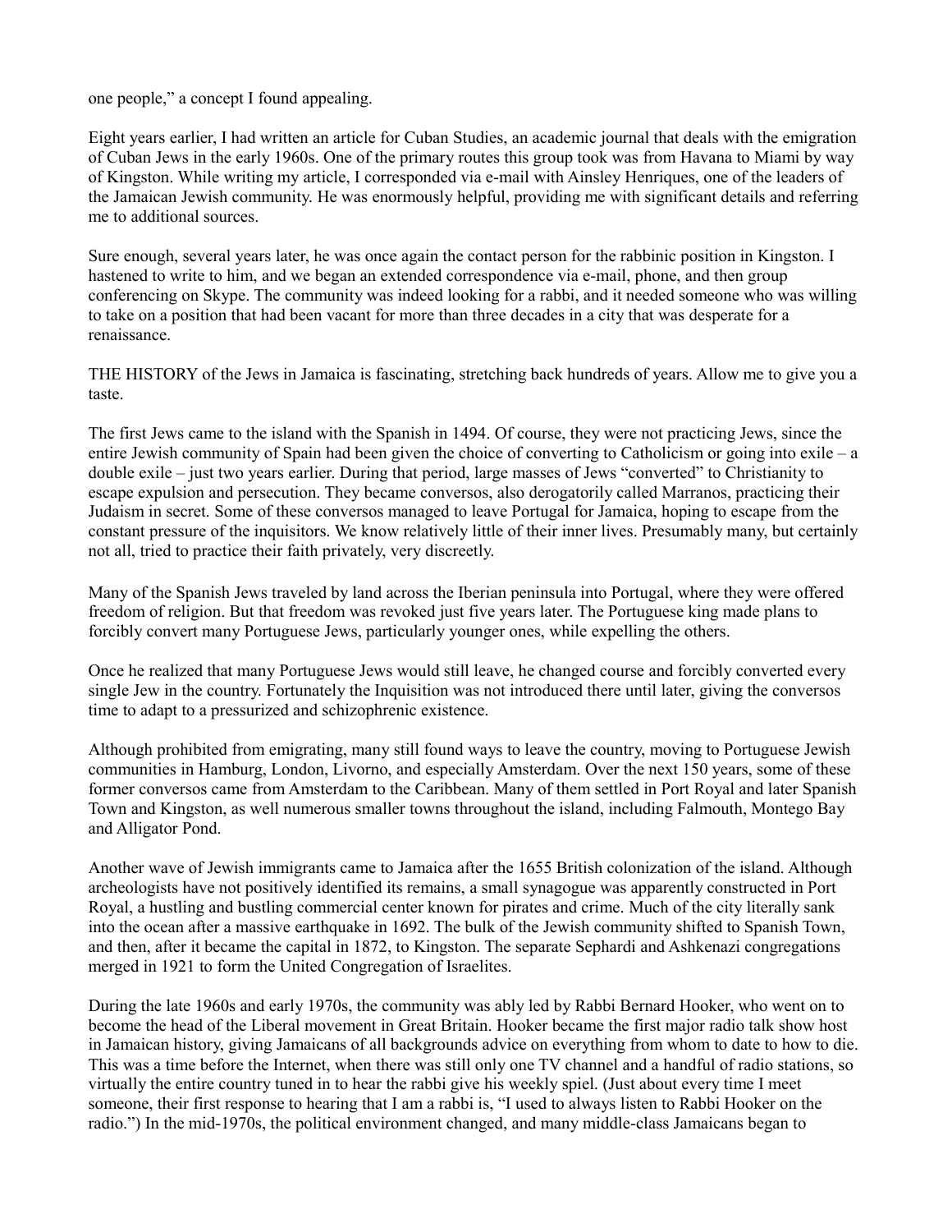one people," a concept I found appealing.

Eight years earlier, I had written an article for Cuban Studies, an academic journal that deals with the emigration of Cuban Jews in the early 1960s. One of the primary routes this group took was from Havana to Miami by way of Kingston. While writing my article, I corresponded via e-mail with Ainsley Henriques, one of the leaders of the Jamaican Jewish community. He was enormously helpful, providing me with significant details and referring me to additional sources.

Sure enough, several years later, he was once again the contact person for the rabbinic position in Kingston. I hastened to write to him, and we began an extended correspondence via e-mail, phone, and then group conferencing on Skype. The community was indeed looking for a rabbi, and it needed someone who was willing to take on a position that had been vacant for more than three decades in a city that was desperate for a renaissance.

THE HISTORY of the Jews in Jamaica is fascinating, stretching back hundreds of years. Allow me to give you a taste.

The first Jews came to the island with the Spanish in 1494. Of course, they were not practicing Jews, since the entire Jewish community of Spain had been given the choice of converting to Catholicism or going into exile – a double exile – just two years earlier. During that period, large masses of Jews "converted" to Christianity to escape expulsion and persecution. They became conversos, also derogatorily called Marranos, practicing their Judaism in secret. Some of these conversos managed to leave Portugal for Jamaica, hoping to escape from the constant pressure of the inquisitors. We know relatively little of their inner lives. Presumably many, but certainly not all, tried to practice their faith privately, very discreetly.

Many of the Spanish Jews traveled by land across the Iberian peninsula into Portugal, where they were offered freedom of religion. But that freedom was revoked just five years later. The Portuguese king made plans to forcibly convert many Portuguese Jews, particularly younger ones, while expelling the others.

Once he realized that many Portuguese Jews would still leave, he changed course and forcibly converted every single Jew in the country. Fortunately the Inquisition was not introduced there until later, giving the conversos time to adapt to a pressurized and schizophrenic existence.

Although prohibited from emigrating, many still found ways to leave the country, moving to Portuguese Jewish communities in Hamburg, London, Livorno, and especially Amsterdam. Over the next 150 years, some of these former conversos came from Amsterdam to the Caribbean. Many of them settled in Port Royal and later Spanish Town and Kingston, as well numerous smaller towns throughout the island, including Falmouth, Montego Bay and Alligator Pond.

Another wave of Jewish immigrants came to Jamaica after the 1655 British colonization of the island. Although archeologists have not positively identified its remains, a small synagogue was apparently constructed in Port Royal, a hustling and bustling commercial center known for pirates and crime. Much of the city literally sank into the ocean after a massive earthquake in 1692. The bulk of the Jewish community shifted to Spanish Town, and then, after it became the capital in 1872, to Kingston. The separate Sephardi and Ashkenazi congregations merged in 1921 to form the United Congregation of Israelites.

During the late 1960s and early 1970s, the community was ably led by Rabbi Bernard Hooker, who went on to become the head of the Liberal movement in Great Britain. Hooker became the first major radio talk show host in Jamaican history, giving Jamaicans of all backgrounds advice on everything from whom to date to how to die. This was a time before the Internet, when there was still only one TV channel and a handful of radio stations, so virtually the entire country tuned in to hear the rabbi give his weekly spiel. (Just about every time I meet someone, their first response to hearing that I am a rabbi is, "I used to always listen to Rabbi Hooker on the radio.") In the mid-1970s, the political environment changed, and many middle-class Jamaicans began to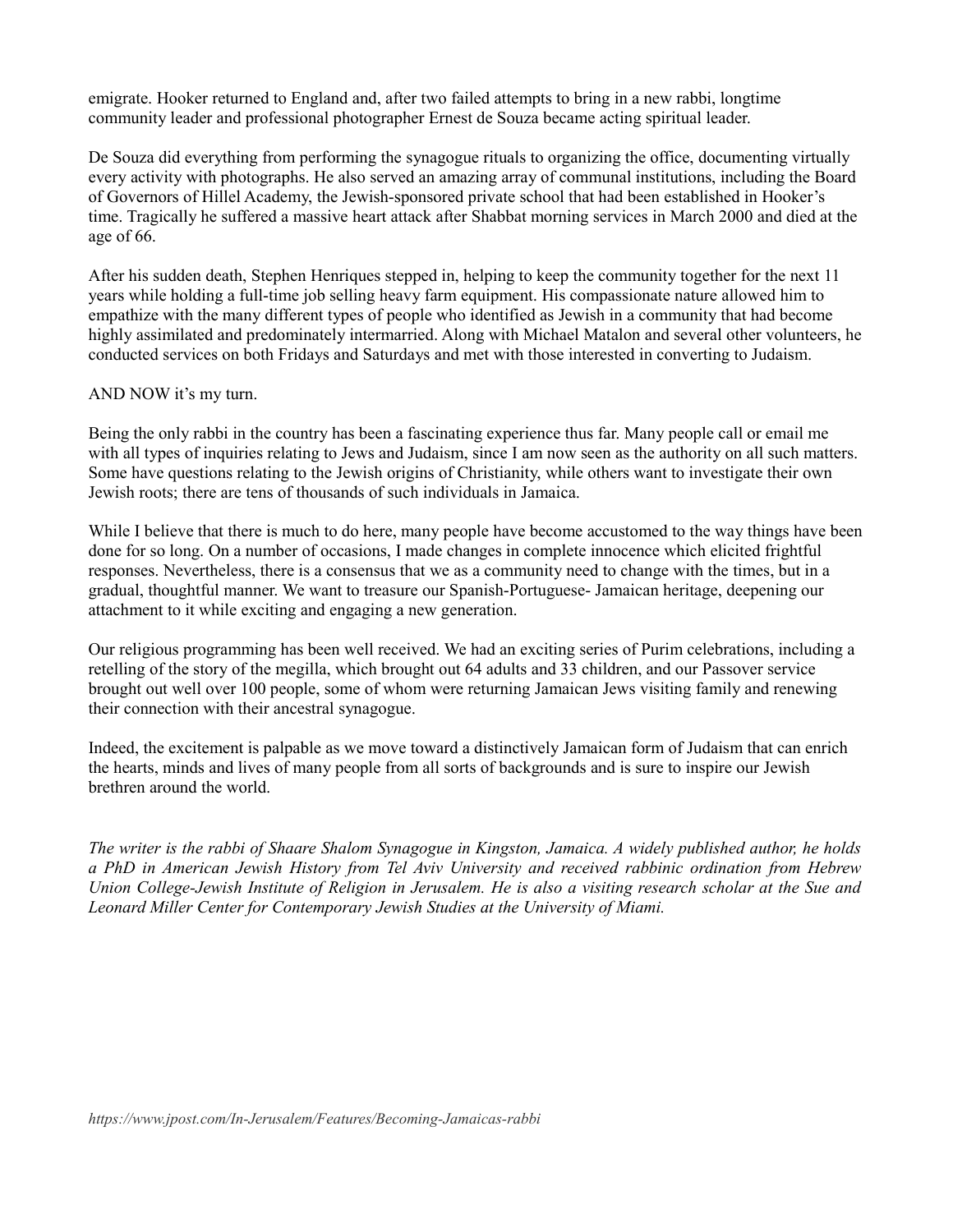emigrate. Hooker returned to England and, after two failed attempts to bring in a new rabbi, longtime community leader and professional photographer Ernest de Souza became acting spiritual leader.

De Souza did everything from performing the synagogue rituals to organizing the office, documenting virtually every activity with photographs. He also served an amazing array of communal institutions, including the Board of Governors of Hillel Academy, the Jewish-sponsored private school that had been established in Hooker's time. Tragically he suffered a massive heart attack after Shabbat morning services in March 2000 and died at the age of 66.

After his sudden death, Stephen Henriques stepped in, helping to keep the community together for the next 11 years while holding a full-time job selling heavy farm equipment. His compassionate nature allowed him to empathize with the many different types of people who identified as Jewish in a community that had become highly assimilated and predominately intermarried. Along with Michael Matalon and several other volunteers, he conducted services on both Fridays and Saturdays and met with those interested in converting to Judaism.

AND NOW it's my turn.

Being the only rabbi in the country has been a fascinating experience thus far. Many people call or email me with all types of inquiries relating to Jews and Judaism, since I am now seen as the authority on all such matters. Some have questions relating to the Jewish origins of Christianity, while others want to investigate their own Jewish roots; there are tens of thousands of such individuals in Jamaica.

While I believe that there is much to do here, many people have become accustomed to the way things have been done for so long. On a number of occasions, I made changes in complete innocence which elicited frightful responses. Nevertheless, there is a consensus that we as a community need to change with the times, but in a gradual, thoughtful manner. We want to treasure our Spanish-Portuguese- Jamaican heritage, deepening our attachment to it while exciting and engaging a new generation.

Our religious programming has been well received. We had an exciting series of Purim celebrations, including a retelling of the story of the megilla, which brought out 64 adults and 33 children, and our Passover service brought out well over 100 people, some of whom were returning Jamaican Jews visiting family and renewing their connection with their ancestral synagogue.

Indeed, the excitement is palpable as we move toward a distinctively Jamaican form of Judaism that can enrich the hearts, minds and lives of many people from all sorts of backgrounds and is sure to inspire our Jewish brethren around the world.

*The writer is the rabbi of Shaare Shalom Synagogue in Kingston, Jamaica. A widely published author, he holds a PhD in American Jewish History from Tel Aviv University and received rabbinic ordination from Hebrew Union College-Jewish Institute of Religion in Jerusalem. He is also a visiting research scholar at the Sue and Leonard Miller Center for Contemporary Jewish Studies at the University of Miami.*

*https://www.jpost.com/In-Jerusalem/Features/Becoming-Jamaicas-rabbi*